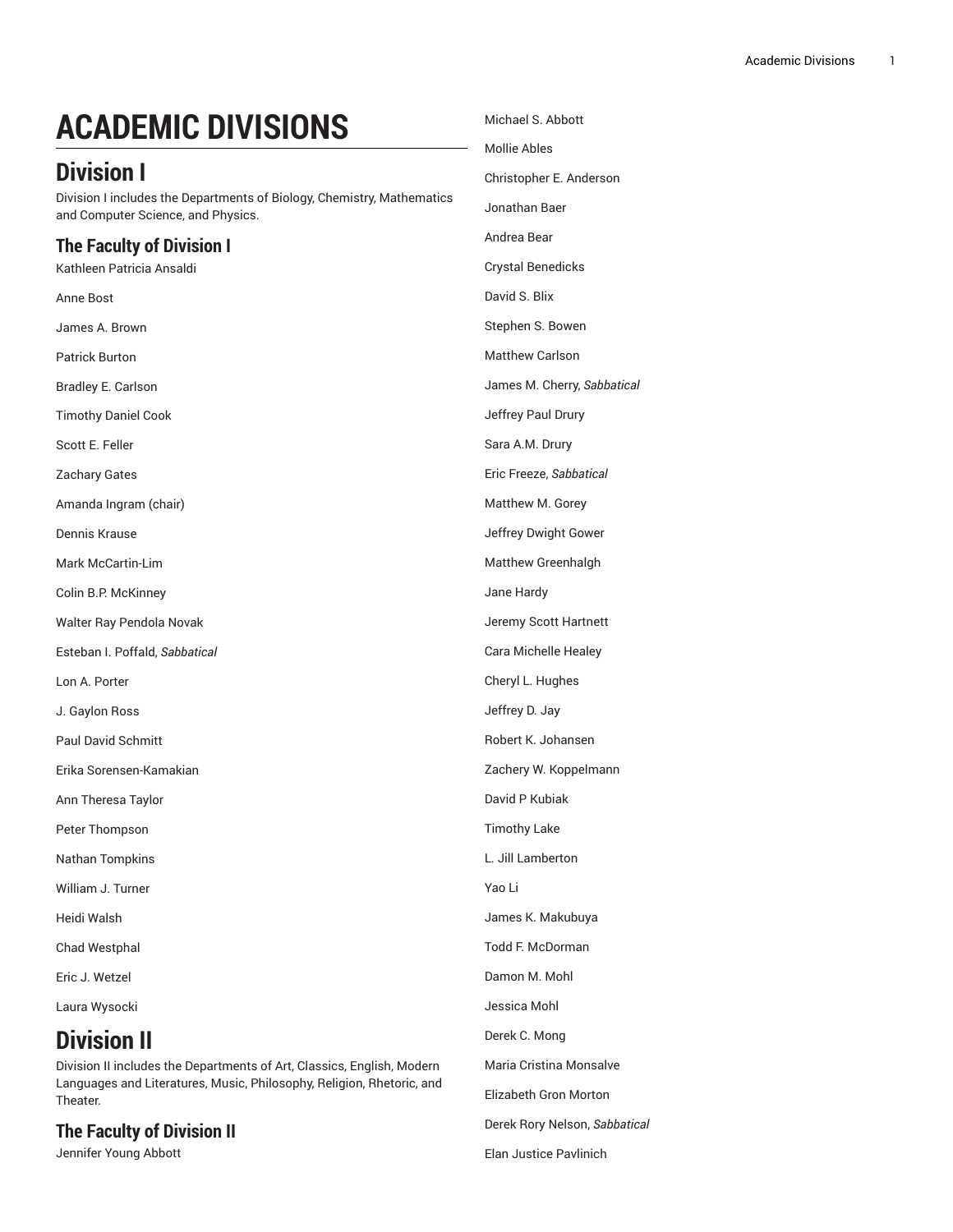# ACADEMIC DIVISIONS

## Division I

Division I includes the Departments of Biology, Chemistry, Mathematics and Computer Science, and Physics.

### The Faculty of Division I

Kathleen Patricia Ansaldi

Anne Bost

James A. Brown

Patrick Burton

Bradley E. Carlson

Timothy Daniel Cook

Scott E. Feller

Zachary Gates

Amanda Ingram (chair)

Dennis Krause

Mark McCartin-Lim

Colin B.P. McKinney

Walter Ray Pendola Novak

Esteban I. Poffald, *Sabbatical*

Lon A. Porter

J. Gaylon Ross

Paul David Schmitt

Erika Sorensen-Kamakian

Ann Theresa Taylor

Peter Thompson

Nathan Tompkins

William J. Turner

Heidi Walsh

Chad Westphal

Eric J. Wetzel

Laura Wysocki

## Division II

Division II includes the Departments of Art, Classics, English, Modern Languages and Literatures, Music, Philosophy, Religion, Rhetoric, and Theater.

### The Faculty of Division II

Jennifer Young Abbott

Michael S. Abbott

Mollie Ables

Christopher E. Anderson

Jonathan Baer

Andrea Bear

Crystal Benedicks

David S. Blix

Stephen S. Bowen

Matthew Carlson

James M. Cherry, *Sabbatical*

Jeffrey Paul Drury

Sara A.M. Drury

Eric Freeze, *Sabbatical*

Matthew M. Gorey

Jeffrey Dwight Gower

Matthew Greenhalgh

Jane Hardy

Jeremy Scott Hartnett

Cara Michelle Healey

Cheryl L. Hughes

Jeffrey D. Jay

Robert K. Johansen

Zachery W. Koppelmann

David P Kubiak

Timothy Lake

L. Jill Lamberton

Yao Li

James K. Makubuya

Todd F. McDorman

Damon M. Mohl

Jessica Mohl

Derek C. Mong

Maria Cristina Monsalve

Elizabeth Gron Morton

Derek Rory Nelson, *Sabbatical*

Elan Justice Pavlinich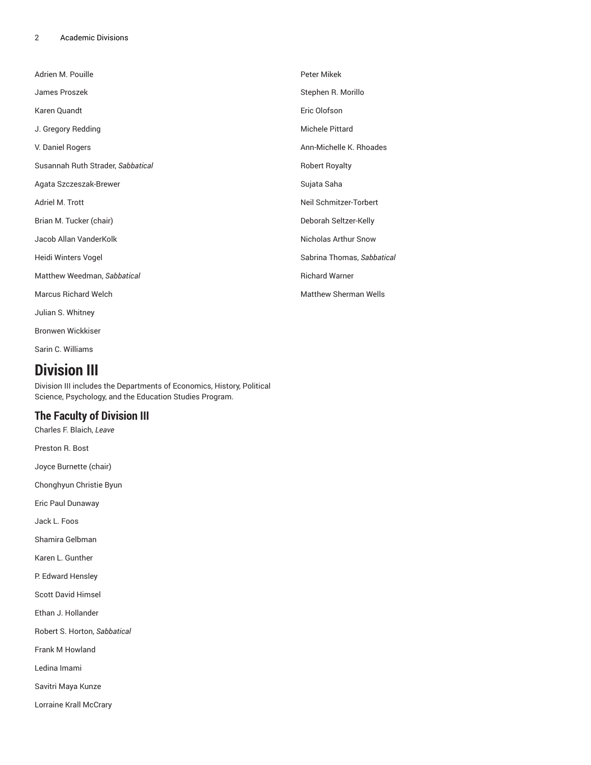Adrien M. Pouille

James Proszek

Karen Quandt

J. Gregory Redding

V. Daniel Rogers

Susannah Ruth Strader, *Sabbatical*

Agata Szczeszak-Brewer

Adriel M. Trott

Brian M. Tucker (chair)

Jacob Allan VanderKolk

Heidi Winters Vogel

Matthew Weedman, *Sabbatical*

Marcus Richard Welch

Julian S. Whitney

Bronwen Wickkiser

Sarin C. Williams

# Division III

Division III includes the Departments of Economics, History, Political Science, Psychology, and the Education Studies Program.

## The Faculty of Division III

Charles F. Blaich, *Leave*

Preston R. Bost

Joyce Burnette (chair)

Chonghyun Christie Byun

Eric Paul Dunaway

Jack L. Foos

Shamira Gelbman

Karen L. Gunther

P. Edward Hensley

Scott David Himsel

Ethan J. Hollander

Robert S. Horton, *Sabbatical*

Frank M Howland

Ledina Imami

Savitri Maya Kunze

Lorraine Krall McCrary

Peter Mikek

Stephen R. Morillo

Eric Olofson

Michele Pittard

Ann-Michelle K. Rhoades

Robert Royalty

Sujata Saha

Neil Schmitzer-Torbert

Deborah Seltzer-Kelly

Nicholas Arthur Snow

Sabrina Thomas, *Sabbatical*

Richard Warner

Matthew Sherman Wells